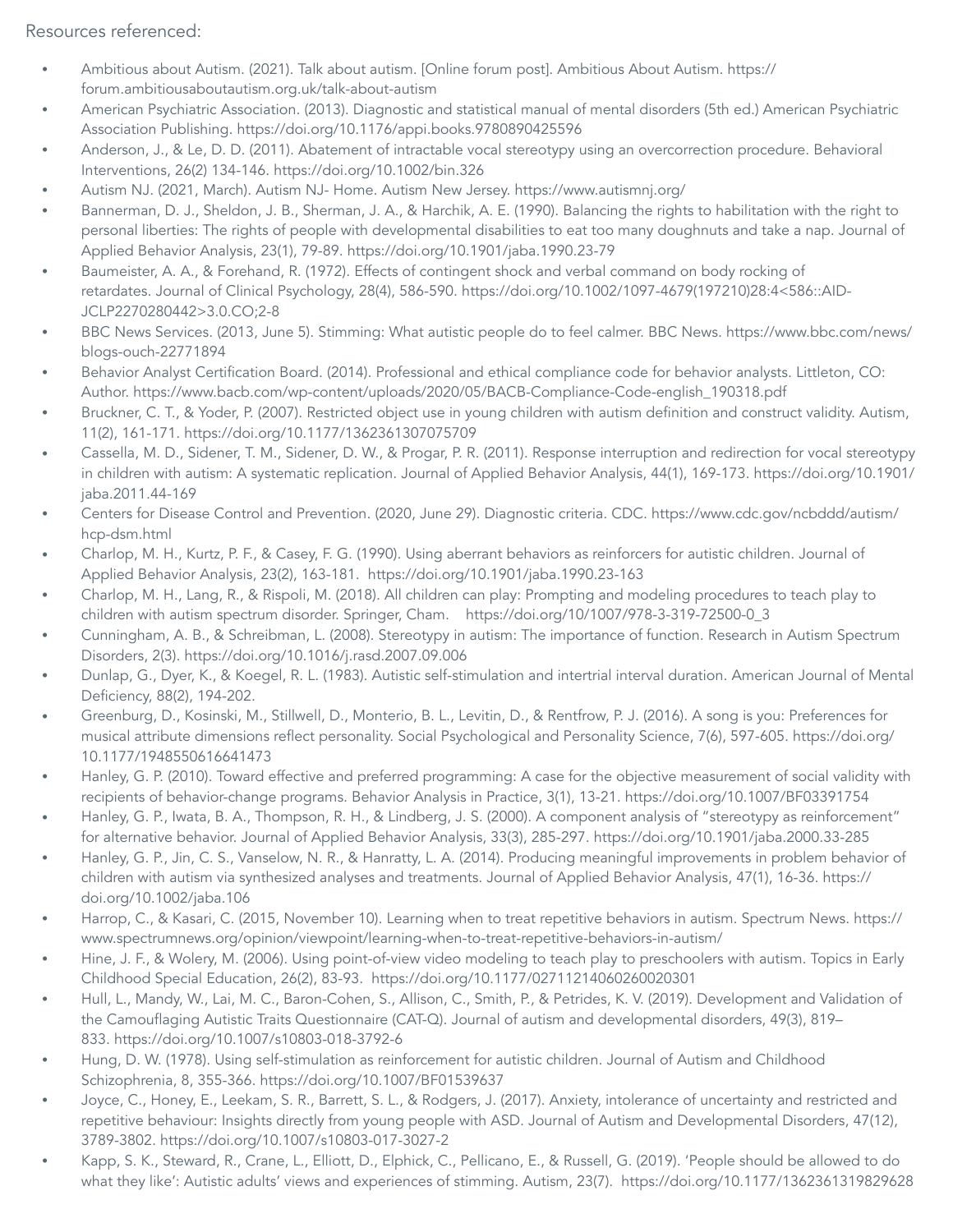Resources referenced:

- Ambitious about Autism. (2021). Talk about autism. [Online forum post]. Ambitious About Autism. https://forum.ambitiousaboutautism.org.uk/talk-about-autism
- American Psychiatric Association. (2013). Diagnostic and statistical manual of mental disorders (5th ed.) American Psychiatric Association Publishing. https://doi.org/10.1176/appi.books.9780890425596
- Anderson, J., & Le, D. D. (2011). Abatement of intractable vocal stereotypy using an overcorrection procedure. Behavioral Interventions, 26(2) 134-146. https://doi.org/10.1002/bin.326
- Autism NJ. (2021, March). Autism NJ- Home. Autism New Jersey. https://www.autismnj.org/
- Bannerman, D. J., Sheldon, J. B., Sherman, J. A., & Harchik, A. E. (1990). Balancing the rights to habilitation with the right to personal liberties: The rights of people with developmental disabilities to eat too many doughnuts and take a nap. Journal of Applied Behavior Analysis, 23(1), 79-89. https://doi.org/10.1901/jaba.1990.23-79
- Baumeister, A. A., & Forehand, R. (1972). Effects of contingent shock and verbal command on body rocking of retardates. Journal of Clinical Psychology, 28(4), 586-590. https://doi.org/10.1002/1097-4679(197210)28:4<586::AID-JCLP2270280442>3.0.CO;2-8
- BBC News Services. (2013, June 5). Stimming: What autistic people do to feel calmer. BBC News. https://www.bbc.com/news/blogs-ouch-22771894
- Behavior Analyst Certification Board. (2014). Professional and ethical compliance code for behavior analysts. Littleton, CO: Author. https://www.bacb.com/wp-content/uploads/2020/05/BACB-Compliance-Code-english_190318.pdf
- Bruckner, C. T., & Yoder, P. (2007). Restricted object use in young children with autism definition and construct validity. Autism, 11(2), 161-171. https://doi.org/10.1177/1362361307075709
- Cassella, M. D., Sidener, T. M., Sidener, D. W., & Progar, P. R. (2011). Response interruption and redirection for vocal stereotypy in children with autism: A systematic replication. Journal of Applied Behavior Analysis, 44(1), 169-173. https://doi.org/10.1901/jaba.2011.44-169
- Centers for Disease Control and Prevention. (2020, June 29). Diagnostic criteria. CDC. https://www.cdc.gov/ncbddd/autism/hcp-dsm.html
- Charlop, M. H., Kurtz, P. F., & Casey, F. G. (1990). Using aberrant behaviors as reinforcers for autistic children. Journal of Applied Behavior Analysis, 23(2), 163-181. https://doi.org/10.1901/jaba.1990.23-163
- Charlop, M. H., Lang, R., & Rispoli, M. (2018). All children can play: Prompting and modeling procedures to teach play to children with autism spectrum disorder. Springer, Cham. https://doi.org/10/1007/978-3-319-72500-0_3
- Cunningham, A. B., & Schreibman, L. (2008). Stereotypy in autism: The importance of function. Research in Autism Spectrum Disorders, 2(3). https://doi.org/10.1016/j.rasd.2007.09.006
- Dunlap, G., Dyer, K., & Koegel, R. L. (1983). Autistic self-stimulation and intertrial interval duration. American Journal of Mental Deficiency, 88(2), 194-202.
- Greenburg, D., Kosinski, M., Stillwell, D., Monterio, B. L., Levitin, D., & Rentfrow, P. J. (2016). A song is you: Preferences for musical attribute dimensions reflect personality. Social Psychological and Personality Science, 7(6), 597-605. https://doi.org/10.1177/1948550616641473
- Hanley, G. P. (2010). Toward effective and preferred programming: A case for the objective measurement of social validity with recipients of behavior-change programs. Behavior Analysis in Practice, 3(1), 13-21. https://doi.org/10.1007/BF03391754
- Hanley, G. P., Iwata, B. A., Thompson, R. H., & Lindberg, J. S. (2000). A component analysis of "stereotypy as reinforcement" for alternative behavior. Journal of Applied Behavior Analysis, 33(3), 285-297. https://doi.org/10.1901/jaba.2000.33-285
- Hanley, G. P., Jin, C. S., Vanselow, N. R., & Hanratty, L. A. (2014). Producing meaningful improvements in problem behavior of children with autism via synthesized analyses and treatments. Journal of Applied Behavior Analysis, 47(1), 16-36. https://doi.org/10.1002/jaba.106
- Harrop, C., & Kasari, C. (2015, November 10). Learning when to treat repetitive behaviors in autism. Spectrum News. https://www.spectrumnews.org/opinion/viewpoint/learning-when-to-treat-repetitive-behaviors-in-autism/
- Hine, J. F., & Wolery, M. (2006). Using point-of-view video modeling to teach play to preschoolers with autism. Topics in Early Childhood Special Education, 26(2), 83-93. https://doi.org/10.1177/02711214060260020301
- Hull, L., Mandy, W., Lai, M. C., Baron-Cohen, S., Allison, C., Smith, P., & Petrides, K. V. (2019). Development and Validation of the Camouflaging Autistic Traits Questionnaire (CAT-Q). Journal of autism and developmental disorders, 49(3), 819–833. https://doi.org/10.1007/s10803-018-3792-6
- Hung, D. W. (1978). Using self-stimulation as reinforcement for autistic children. Journal of Autism and Childhood Schizophrenia, 8, 355-366. https://doi.org/10.1007/BF01539637
- Joyce, C., Honey, E., Leekam, S. R., Barrett, S. L., & Rodgers, J. (2017). Anxiety, intolerance of uncertainty and restricted and repetitive behaviour: Insights directly from young people with ASD. Journal of Autism and Developmental Disorders, 47(12), 3789-3802. https://doi.org/10.1007/s10803-017-3027-2
- Kapp, S. K., Steward, R., Crane, L., Elliott, D., Elphick, C., Pellicano, E., & Russell, G. (2019). 'People should be allowed to do what they like': Autistic adults' views and experiences of stimming. Autism, 23(7). https://doi.org/10.1177/1362361319829628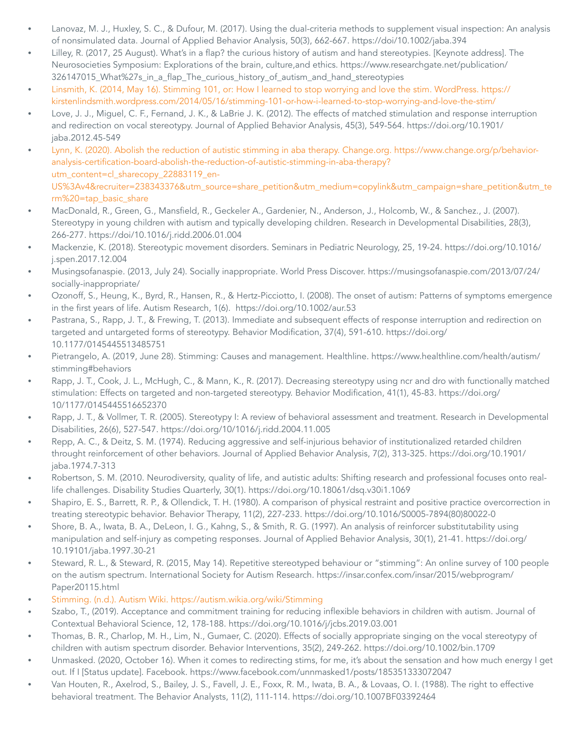- Lanovaz, M. J., Huxley, S. C., & Dufour, M. (2017). Using the dual-criteria methods to supplement visual inspection: An analysis of nonsimulated data. Journal of Applied Behavior Analysis, 50(3), 662-667. https://doi/10.1002/jaba.394
- Lilley, R. (2017, 25 August). What's in a flap? the curious history of autism and hand stereotypies. [Keynote address]. The Neurosocieties Symposium: Explorations of the brain, culture,and ethics. https://www.researchgate.net/publication/326147015_What%27s_in_a_flap_The_curious_history_of_autism_and_hand_stereotypies
- Linsmith, K. (2014, May 16). Stimming 101, or: How I learned to stop worrying and love the stim. WordPress. https://kirstenlindsmith.wordpress.com/2014/05/16/stimming-101-or-how-i-learned-to-stop-worrying-and-love-the-stim/
- Love, J. J., Miguel, C. F., Fernand, J. K., & LaBrie J. K. (2012). The effects of matched stimulation and response interruption and redirection on vocal stereotypy. Journal of Applied Behavior Analysis, 45(3), 549-564. https://doi.org/10.1901/jaba.2012.45-549
- Lynn, K. (2020). Abolish the reduction of autistic stimming in aba therapy. Change.org. https://www.change.org/p/behavior-analysis-certification-board-abolish-the-reduction-of-autistic-stimming-in-aba-therapy?utm_content=cl_sharecopy_22883119_en-US%3Av4&recruiter=238343376&utm_source=share_petition&utm_medium=copylink&utm_campaign=share_petition&utm_term%20=tap_basic_share
- MacDonald, R., Green, G., Mansfield, R., Geckeler A., Gardenier, N., Anderson, J., Holcomb, W., & Sanchez., J. (2007). Stereotypy in young children with autism and typically developing children. Research in Developmental Disabilities, 28(3), 266-277. https://doi/10.1016/j.ridd.2006.01.004
- Mackenzie, K. (2018). Stereotypic movement disorders. Seminars in Pediatric Neurology, 25, 19-24. https://doi.org/10.1016/j.spen.2017.12.004
- Musingsofanaspie. (2013, July 24). Socially inappropriate. World Press Discover. https://musingsofanaspie.com/2013/07/24/socially-inappropriate/
- Ozonoff, S., Heung, K., Byrd, R., Hansen, R., & Hertz-Picciotto, I. (2008). The onset of autism: Patterns of symptoms emergence in the first years of life. Autism Research, 1(6). https://doi.org/10.1002/aur.53
- Pastrana, S., Rapp, J. T., & Frewing, T. (2013). Immediate and subsequent effects of response interruption and redirection on targeted and untargeted forms of stereotypy. Behavior Modification, 37(4), 591-610. https://doi.org/10.1177/0145445513485751
- Pietrangelo, A. (2019, June 28). Stimming: Causes and management. Healthline. https://www.healthline.com/health/autism/stimming#behaviors
- Rapp, J. T., Cook, J. L., McHugh, C., & Mann, K., R. (2017). Decreasing stereotypy using ncr and dro with functionally matched stimulation: Effects on targeted and non-targeted stereotypy. Behavior Modification, 41(1), 45-83. https://doi.org/10/1177/0145445516652370
- Rapp, J. T., & Vollmer, T. R. (2005). Stereotypy I: A review of behavioral assessment and treatment. Research in Developmental Disabilities, 26(6), 527-547. https://doi.org/10/1016/j.ridd.2004.11.005
- Repp, A. C., & Deitz, S. M. (1974). Reducing aggressive and self-injurious behavior of institutionalized retarded children throught reinforcement of other behaviors. Journal of Applied Behavior Analysis, 7(2), 313-325. https://doi.org/10.1901/jaba.1974.7-313
- Robertson, S. M. (2010. Neurodiversity, quality of life, and autistic adults: Shifting research and professional focuses onto real-life challenges. Disability Studies Quarterly, 30(1). https://doi.org/10.18061/dsq.v30i1.1069
- Shapiro, E. S., Barrett, R. P., & Ollendick, T. H. (1980). A comparison of physical restraint and positive practice overcorrection in treating stereotypic behavior. Behavior Therapy, 11(2), 227-233. https://doi.org/10.1016/S0005-7894(80)80022-0
- Shore, B. A., Iwata, B. A., DeLeon, I. G., Kahng, S., & Smith, R. G. (1997). An analysis of reinforcer substitutability using manipulation and self-injury as competing responses. Journal of Applied Behavior Analysis, 30(1), 21-41. https://doi.org/10.19101/jaba.1997.30-21
- Steward, R. L., & Steward, R. (2015, May 14). Repetitive stereotyped behaviour or "stimming": An online survey of 100 people on the autism spectrum. International Society for Autism Research. https://insar.confex.com/insar/2015/webprogram/Paper20115.html
- Stimming. (n.d.). Autism Wiki. https://autism.wikia.org/wiki/Stimming
- Szabo, T., (2019). Acceptance and commitment training for reducing inflexible behaviors in children with autism. Journal of Contextual Behavioral Science, 12, 178-188. https://doi.org/10.1016/j/jcbs.2019.03.001
- Thomas, B. R., Charlop, M. H., Lim, N., Gumaer, C. (2020). Effects of socially appropriate singing on the vocal stereotypy of children with autism spectrum disorder. Behavior Interventions, 35(2), 249-262. https://doi.org/10.1002/bin.1709
- Unmasked. (2020, October 16). When it comes to redirecting stims, for me, it's about the sensation and how much energy I get out. If I [Status update]. Facebook. https://www.facebook.com/unnmasked1/posts/185351333072047
- Van Houten, R., Axelrod, S., Bailey, J. S., Favell, J. E., Foxx, R. M., Iwata, B. A., & Lovaas, O. I. (1988). The right to effective behavioral treatment. The Behavior Analysts, 11(2), 111-114. https://doi.org/10.1007BF03392464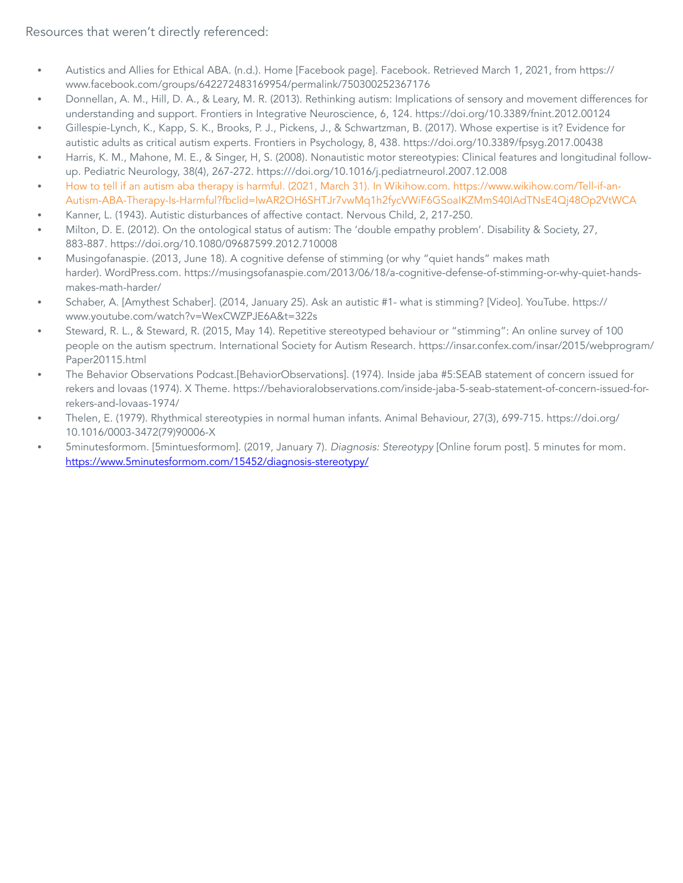Resources that weren't directly referenced:

- Autistics and Allies for Ethical ABA. (n.d.). Home [Facebook page]. Facebook. Retrieved March 1, 2021, from https://www.facebook.com/groups/642272483169954/permalink/750300252367176
- Donnellan, A. M., Hill, D. A., & Leary, M. R. (2013). Rethinking autism: Implications of sensory and movement differences for understanding and support. Frontiers in Integrative Neuroscience, 6, 124. https://doi.org/10.3389/fnint.2012.00124
- Gillespie-Lynch, K., Kapp, S. K., Brooks, P. J., Pickens, J., & Schwartzman, B. (2017). Whose expertise is it? Evidence for autistic adults as critical autism experts. Frontiers in Psychology, 8, 438. https://doi.org/10.3389/fpsyg.2017.00438
- Harris, K. M., Mahone, M. E., & Singer, H, S. (2008). Nonautistic motor stereotypies: Clinical features and longitudinal follow-up. Pediatric Neurology, 38(4), 267-272. https:///doi.org/10.1016/j.pediatrneurol.2007.12.008
- How to tell if an autism aba therapy is harmful. (2021, March 31). In Wikihow.com. https://www.wikihow.com/Tell-if-an-Autism-ABA-Therapy-Is-Harmful?fbclid=IwAR2OH6SHTJr7vwMq1h2fycVWiF6GSoaIKZMmS40IAdTNsE4Qj48Op2VtWCA
- Kanner, L. (1943). Autistic disturbances of affective contact. Nervous Child, 2, 217-250.
- Milton, D. E. (2012). On the ontological status of autism: The 'double empathy problem'. Disability & Society, 27, 883-887. https://doi.org/10.1080/09687599.2012.710008
- Musingofanaspie. (2013, June 18). A cognitive defense of stimming (or why "quiet hands" makes math harder). WordPress.com. https://musingsofanaspie.com/2013/06/18/a-cognitive-defense-of-stimming-or-why-quiet-hands-makes-math-harder/
- Schaber, A. [Amythest Schaber]. (2014, January 25). Ask an autistic #1- what is stimming? [Video]. YouTube. https://www.youtube.com/watch?v=WexCWZPJE6A&t=322s
- Steward, R. L., & Steward, R. (2015, May 14). Repetitive stereotyped behaviour or "stimming": An online survey of 100 people on the autism spectrum. International Society for Autism Research. https://insar.confex.com/insar/2015/webprogram/Paper20115.html
- The Behavior Observations Podcast.[BehaviorObservations]. (1974). Inside jaba #5:SEAB statement of concern issued for rekers and lovaas (1974). X Theme. https://behavioralobservations.com/inside-jaba-5-seab-statement-of-concern-issued-for-rekers-and-lovaas-1974/
- Thelen, E. (1979). Rhythmical stereotypies in normal human infants. Animal Behaviour, 27(3), 699-715. https://doi.org/10.1016/0003-3472(79)90006-X
- 5minutesformom. [5mintuesformom]. (2019, January 7). *Diagnosis: Stereotypy* [Online forum post]. 5 minutes for mom. https://www.5minutesformom.com/15452/diagnosis-stereotypy/